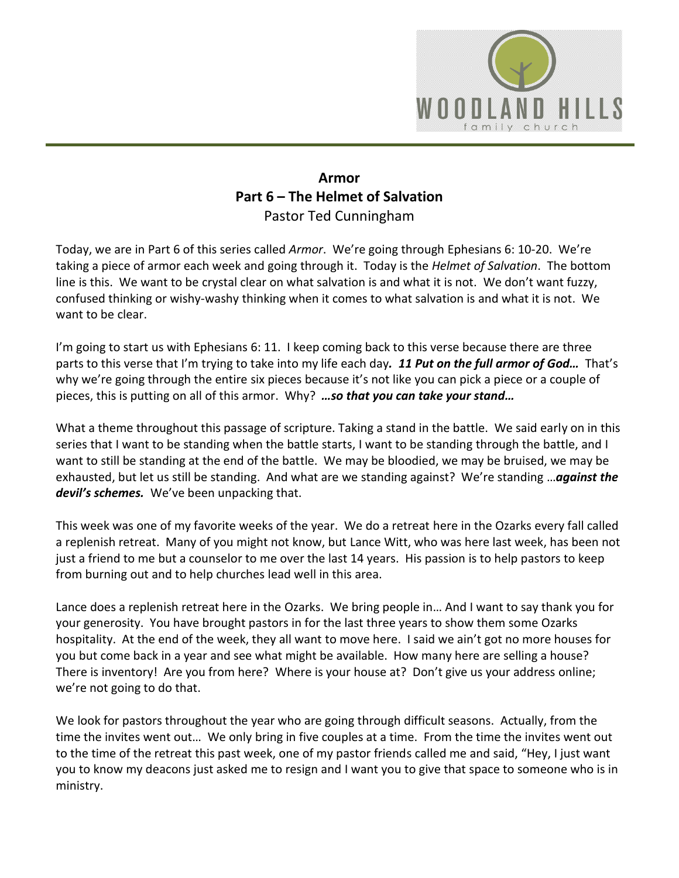# Armor
## Part 6 – The Helmet of Salvation
Pastor Ted Cunningham

Today, we are in Part 6 of this series called *Armor*. We're going through Ephesians 6: 10-20. We're taking a piece of armor each week and going through it. Today is the *Helmet of Salvation*. The bottom line is this. We want to be crystal clear on what salvation is and what it is not. We don't want fuzzy, confused thinking or wishy-washy thinking when it comes to what salvation is and what it is not. We want to be clear.

I'm going to start us with Ephesians 6: 11. I keep coming back to this verse because there are three parts to this verse that I'm trying to take into my life each day***. 11 Put on the full armor of God…*** That's why we're going through the entire six pieces because it's not like you can pick a piece or a couple of pieces, this is putting on all of this armor. Why? ***…so that you can take your stand…***

What a theme throughout this passage of scripture. Taking a stand in the battle. We said early on in this series that I want to be standing when the battle starts, I want to be standing through the battle, and I want to still be standing at the end of the battle. We may be bloodied, we may be bruised, we may be exhausted, but let us still be standing. And what are we standing against? We're standing …***against the devil's schemes.*** We've been unpacking that.

This week was one of my favorite weeks of the year. We do a retreat here in the Ozarks every fall called a replenish retreat. Many of you might not know, but Lance Witt, who was here last week, has been not just a friend to me but a counselor to me over the last 14 years. His passion is to help pastors to keep from burning out and to help churches lead well in this area.

Lance does a replenish retreat here in the Ozarks. We bring people in… And I want to say thank you for your generosity. You have brought pastors in for the last three years to show them some Ozarks hospitality. At the end of the week, they all want to move here. I said we ain't got no more houses for you but come back in a year and see what might be available. How many here are selling a house? There is inventory! Are you from here? Where is your house at? Don't give us your address online; we're not going to do that.

We look for pastors throughout the year who are going through difficult seasons. Actually, from the time the invites went out… We only bring in five couples at a time. From the time the invites went out to the time of the retreat this past week, one of my pastor friends called me and said, "Hey, I just want you to know my deacons just asked me to resign and I want you to give that space to someone who is in ministry.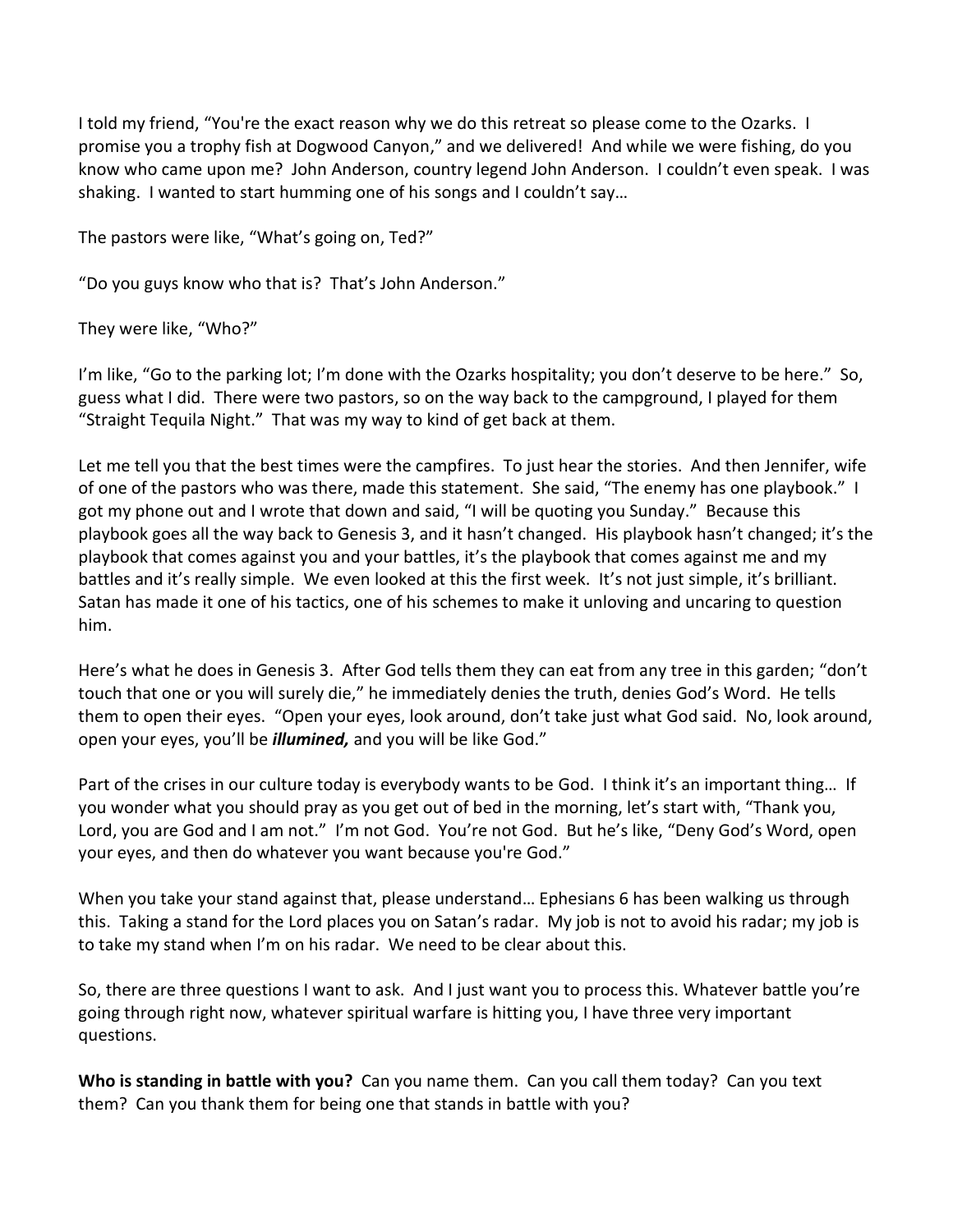I told my friend, "You're the exact reason why we do this retreat so please come to the Ozarks. I promise you a trophy fish at Dogwood Canyon," and we delivered! And while we were fishing, do you know who came upon me? John Anderson, country legend John Anderson. I couldn't even speak. I was shaking. I wanted to start humming one of his songs and I couldn't say…

The pastors were like, "What's going on, Ted?"

"Do you guys know who that is? That's John Anderson."

They were like, "Who?"

I'm like, "Go to the parking lot; I'm done with the Ozarks hospitality; you don't deserve to be here." So, guess what I did. There were two pastors, so on the way back to the campground, I played for them "Straight Tequila Night." That was my way to kind of get back at them.

Let me tell you that the best times were the campfires. To just hear the stories. And then Jennifer, wife of one of the pastors who was there, made this statement. She said, "The enemy has one playbook." I got my phone out and I wrote that down and said, "I will be quoting you Sunday." Because this playbook goes all the way back to Genesis 3, and it hasn't changed. His playbook hasn't changed; it's the playbook that comes against you and your battles, it's the playbook that comes against me and my battles and it's really simple. We even looked at this the first week. It's not just simple, it's brilliant. Satan has made it one of his tactics, one of his schemes to make it unloving and uncaring to question him.

Here's what he does in Genesis 3. After God tells them they can eat from any tree in this garden; "don't touch that one or you will surely die," he immediately denies the truth, denies God's Word. He tells them to open their eyes. "Open your eyes, look around, don't take just what God said. No, look around, open your eyes, you'll be ***illumined,*** and you will be like God."

Part of the crises in our culture today is everybody wants to be God. I think it's an important thing… If you wonder what you should pray as you get out of bed in the morning, let's start with, "Thank you, Lord, you are God and I am not." I'm not God. You're not God. But he's like, "Deny God's Word, open your eyes, and then do whatever you want because you're God."

When you take your stand against that, please understand… Ephesians 6 has been walking us through this. Taking a stand for the Lord places you on Satan's radar. My job is not to avoid his radar; my job is to take my stand when I'm on his radar. We need to be clear about this.

So, there are three questions I want to ask. And I just want you to process this. Whatever battle you're going through right now, whatever spiritual warfare is hitting you, I have three very important questions.

**Who is standing in battle with you?** Can you name them. Can you call them today? Can you text them? Can you thank them for being one that stands in battle with you?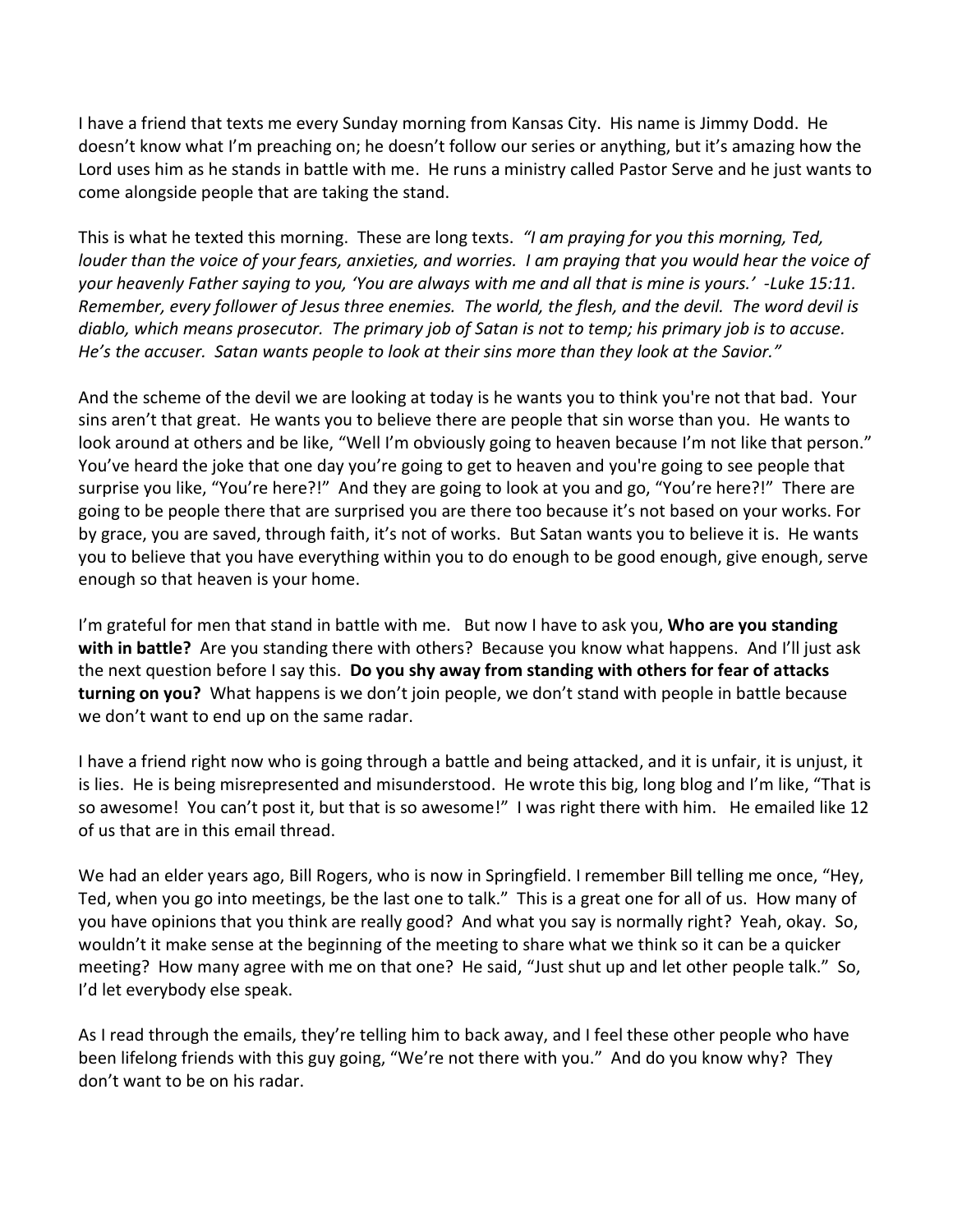I have a friend that texts me every Sunday morning from Kansas City. His name is Jimmy Dodd. He doesn't know what I'm preaching on; he doesn't follow our series or anything, but it's amazing how the Lord uses him as he stands in battle with me. He runs a ministry called Pastor Serve and he just wants to come alongside people that are taking the stand.

This is what he texted this morning. These are long texts. *"I am praying for you this morning, Ted, louder than the voice of your fears, anxieties, and worries. I am praying that you would hear the voice of your heavenly Father saying to you, 'You are always with me and all that is mine is yours.' -Luke 15:11. Remember, every follower of Jesus three enemies. The world, the flesh, and the devil. The word devil is diablo, which means prosecutor. The primary job of Satan is not to temp; his primary job is to accuse. He's the accuser. Satan wants people to look at their sins more than they look at the Savior."*

And the scheme of the devil we are looking at today is he wants you to think you're not that bad. Your sins aren't that great. He wants you to believe there are people that sin worse than you. He wants to look around at others and be like, "Well I'm obviously going to heaven because I'm not like that person." You've heard the joke that one day you're going to get to heaven and you're going to see people that surprise you like, "You're here?!" And they are going to look at you and go, "You're here?!" There are going to be people there that are surprised you are there too because it's not based on your works. For by grace, you are saved, through faith, it's not of works. But Satan wants you to believe it is. He wants you to believe that you have everything within you to do enough to be good enough, give enough, serve enough so that heaven is your home.

I'm grateful for men that stand in battle with me. But now I have to ask you, **Who are you standing with in battle?** Are you standing there with others? Because you know what happens. And I'll just ask the next question before I say this. **Do you shy away from standing with others for fear of attacks turning on you?** What happens is we don't join people, we don't stand with people in battle because we don't want to end up on the same radar.

I have a friend right now who is going through a battle and being attacked, and it is unfair, it is unjust, it is lies. He is being misrepresented and misunderstood. He wrote this big, long blog and I'm like, "That is so awesome! You can't post it, but that is so awesome!" I was right there with him. He emailed like 12 of us that are in this email thread.

We had an elder years ago, Bill Rogers, who is now in Springfield. I remember Bill telling me once, "Hey, Ted, when you go into meetings, be the last one to talk." This is a great one for all of us. How many of you have opinions that you think are really good? And what you say is normally right? Yeah, okay. So, wouldn't it make sense at the beginning of the meeting to share what we think so it can be a quicker meeting? How many agree with me on that one? He said, "Just shut up and let other people talk." So, I'd let everybody else speak.

As I read through the emails, they're telling him to back away, and I feel these other people who have been lifelong friends with this guy going, "We're not there with you." And do you know why? They don't want to be on his radar.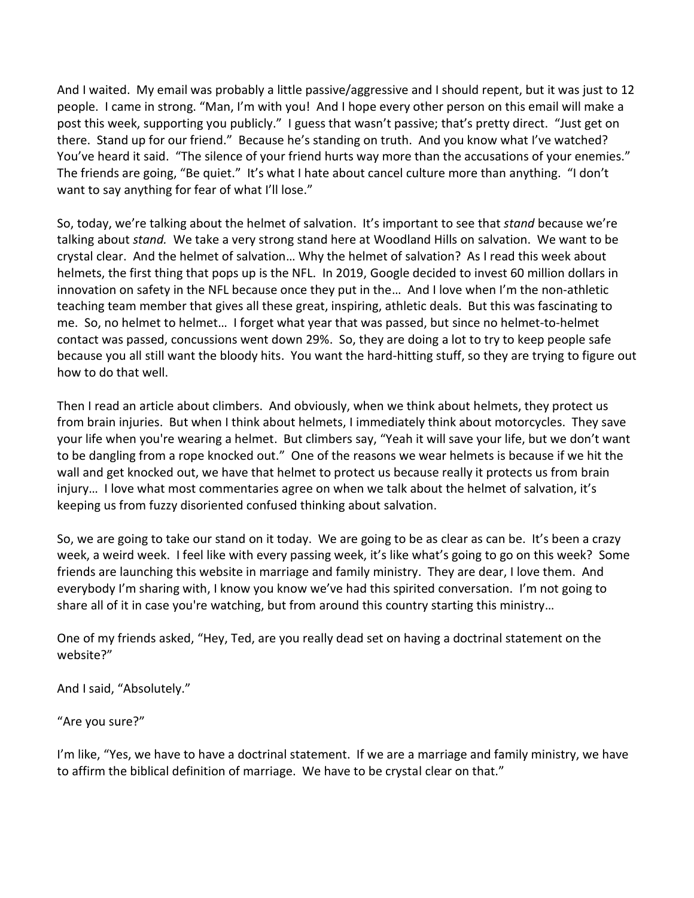And I waited. My email was probably a little passive/aggressive and I should repent, but it was just to 12 people. I came in strong. "Man, I'm with you! And I hope every other person on this email will make a post this week, supporting you publicly." I guess that wasn't passive; that's pretty direct. "Just get on there. Stand up for our friend." Because he's standing on truth. And you know what I've watched? You've heard it said. "The silence of your friend hurts way more than the accusations of your enemies." The friends are going, "Be quiet." It's what I hate about cancel culture more than anything. "I don't want to say anything for fear of what I'll lose."

So, today, we're talking about the helmet of salvation. It's important to see that *stand* because we're talking about *stand.* We take a very strong stand here at Woodland Hills on salvation. We want to be crystal clear. And the helmet of salvation… Why the helmet of salvation? As I read this week about helmets, the first thing that pops up is the NFL. In 2019, Google decided to invest 60 million dollars in innovation on safety in the NFL because once they put in the… And I love when I'm the non-athletic teaching team member that gives all these great, inspiring, athletic deals. But this was fascinating to me. So, no helmet to helmet… I forget what year that was passed, but since no helmet-to-helmet contact was passed, concussions went down 29%. So, they are doing a lot to try to keep people safe because you all still want the bloody hits. You want the hard-hitting stuff, so they are trying to figure out how to do that well.

Then I read an article about climbers. And obviously, when we think about helmets, they protect us from brain injuries. But when I think about helmets, I immediately think about motorcycles. They save your life when you're wearing a helmet. But climbers say, "Yeah it will save your life, but we don't want to be dangling from a rope knocked out." One of the reasons we wear helmets is because if we hit the wall and get knocked out, we have that helmet to protect us because really it protects us from brain injury… I love what most commentaries agree on when we talk about the helmet of salvation, it's keeping us from fuzzy disoriented confused thinking about salvation.

So, we are going to take our stand on it today. We are going to be as clear as can be. It's been a crazy week, a weird week. I feel like with every passing week, it's like what's going to go on this week? Some friends are launching this website in marriage and family ministry. They are dear, I love them. And everybody I'm sharing with, I know you know we've had this spirited conversation. I'm not going to share all of it in case you're watching, but from around this country starting this ministry…

One of my friends asked, "Hey, Ted, are you really dead set on having a doctrinal statement on the website?"

And I said, "Absolutely."

"Are you sure?"

I'm like, "Yes, we have to have a doctrinal statement. If we are a marriage and family ministry, we have to affirm the biblical definition of marriage. We have to be crystal clear on that."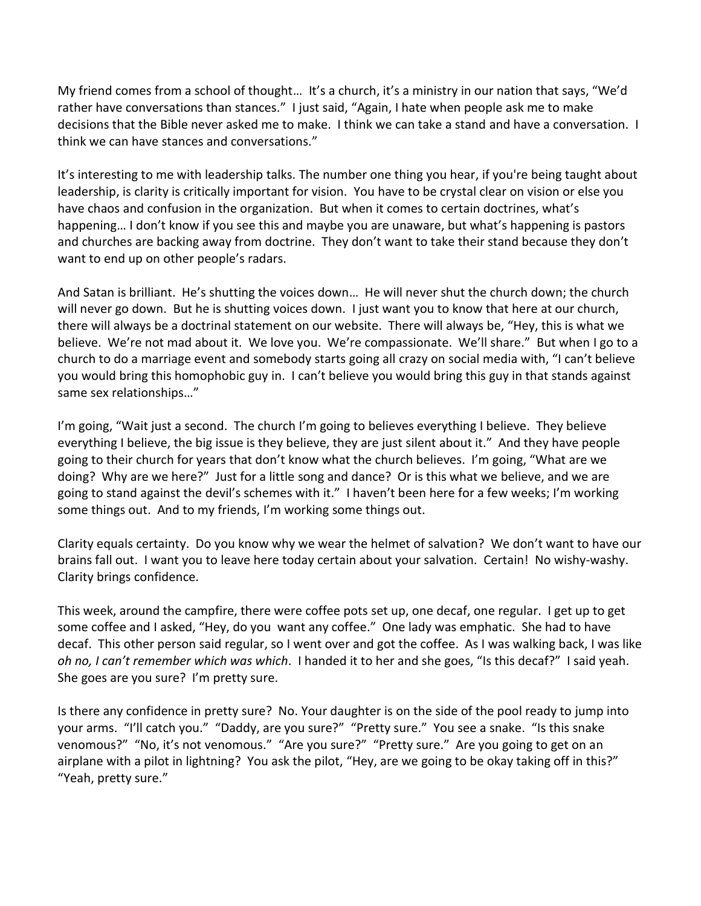My friend comes from a school of thought… It's a church, it's a ministry in our nation that says, "We'd rather have conversations than stances." I just said, "Again, I hate when people ask me to make decisions that the Bible never asked me to make. I think we can take a stand and have a conversation. I think we can have stances and conversations."

It's interesting to me with leadership talks. The number one thing you hear, if you're being taught about leadership, is clarity is critically important for vision. You have to be crystal clear on vision or else you have chaos and confusion in the organization. But when it comes to certain doctrines, what's happening… I don't know if you see this and maybe you are unaware, but what's happening is pastors and churches are backing away from doctrine. They don't want to take their stand because they don't want to end up on other people's radars.

And Satan is brilliant. He's shutting the voices down… He will never shut the church down; the church will never go down. But he is shutting voices down. I just want you to know that here at our church, there will always be a doctrinal statement on our website. There will always be, "Hey, this is what we believe. We're not mad about it. We love you. We're compassionate. We'll share." But when I go to a church to do a marriage event and somebody starts going all crazy on social media with, "I can't believe you would bring this homophobic guy in. I can't believe you would bring this guy in that stands against same sex relationships…"

I'm going, "Wait just a second. The church I'm going to believes everything I believe. They believe everything I believe, the big issue is they believe, they are just silent about it." And they have people going to their church for years that don't know what the church believes. I'm going, "What are we doing? Why are we here?" Just for a little song and dance? Or is this what we believe, and we are going to stand against the devil's schemes with it." I haven't been here for a few weeks; I'm working some things out. And to my friends, I'm working some things out.

Clarity equals certainty. Do you know why we wear the helmet of salvation? We don't want to have our brains fall out. I want you to leave here today certain about your salvation. Certain! No wishy-washy. Clarity brings confidence.

This week, around the campfire, there were coffee pots set up, one decaf, one regular. I get up to get some coffee and I asked, "Hey, do you want any coffee." One lady was emphatic. She had to have decaf. This other person said regular, so I went over and got the coffee. As I was walking back, I was like *oh no, I can't remember which was which*. I handed it to her and she goes, "Is this decaf?" I said yeah. She goes are you sure? I'm pretty sure.

Is there any confidence in pretty sure? No. Your daughter is on the side of the pool ready to jump into your arms. "I'll catch you." "Daddy, are you sure?" "Pretty sure." You see a snake. "Is this snake venomous?" "No, it's not venomous." "Are you sure?" "Pretty sure." Are you going to get on an airplane with a pilot in lightning? You ask the pilot, "Hey, are we going to be okay taking off in this?" "Yeah, pretty sure."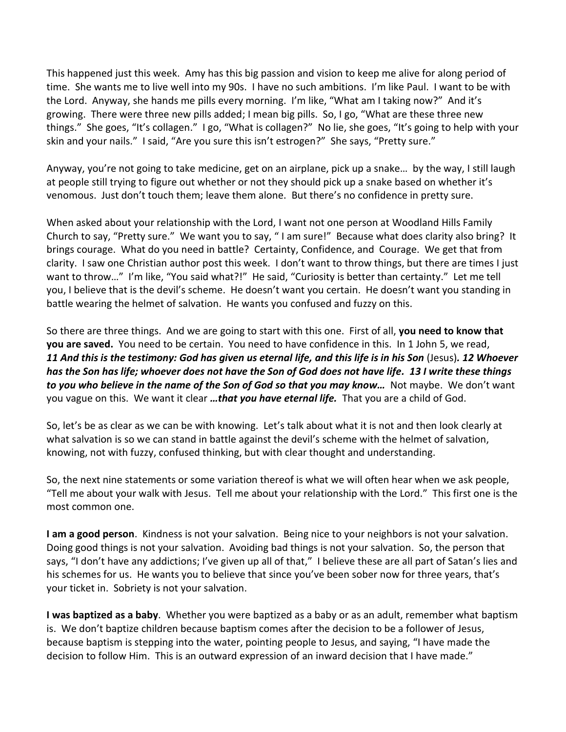This happened just this week. Amy has this big passion and vision to keep me alive for along period of time. She wants me to live well into my 90s. I have no such ambitions. I'm like Paul. I want to be with the Lord. Anyway, she hands me pills every morning. I'm like, "What am I taking now?" And it's growing. There were three new pills added; I mean big pills. So, I go, "What are these three new things." She goes, "It's collagen." I go, "What is collagen?" No lie, she goes, "It's going to help with your skin and your nails." I said, "Are you sure this isn't estrogen?" She says, "Pretty sure."

Anyway, you're not going to take medicine, get on an airplane, pick up a snake… by the way, I still laugh at people still trying to figure out whether or not they should pick up a snake based on whether it's venomous. Just don't touch them; leave them alone. But there's no confidence in pretty sure.

When asked about your relationship with the Lord, I want not one person at Woodland Hills Family Church to say, "Pretty sure." We want you to say, " I am sure!" Because what does clarity also bring? It brings courage. What do you need in battle? Certainty, Confidence, and Courage. We get that from clarity. I saw one Christian author post this week. I don't want to throw things, but there are times I just want to throw…" I'm like, "You said what?!" He said, "Curiosity is better than certainty." Let me tell you, I believe that is the devil's scheme. He doesn't want you certain. He doesn't want you standing in battle wearing the helmet of salvation. He wants you confused and fuzzy on this.

So there are three things. And we are going to start with this one. First of all, **you need to know that you are saved.** You need to be certain. You need to have confidence in this. In 1 John 5, we read, ***11 And this is the testimony: God has given us eternal life, and this life is in his Son*** (Jesus)***. 12 Whoever has the Son has life; whoever does not have the Son of God does not have life. 13 I write these things to you who believe in the name of the Son of God so that you may know…*** Not maybe. We don't want you vague on this. We want it clear ***…that you have eternal life.*** That you are a child of God.

So, let's be as clear as we can be with knowing. Let's talk about what it is not and then look clearly at what salvation is so we can stand in battle against the devil's scheme with the helmet of salvation, knowing, not with fuzzy, confused thinking, but with clear thought and understanding.

So, the next nine statements or some variation thereof is what we will often hear when we ask people, "Tell me about your walk with Jesus. Tell me about your relationship with the Lord." This first one is the most common one.

**I am a good person**. Kindness is not your salvation. Being nice to your neighbors is not your salvation. Doing good things is not your salvation. Avoiding bad things is not your salvation. So, the person that says, "I don't have any addictions; I've given up all of that," I believe these are all part of Satan's lies and his schemes for us. He wants you to believe that since you've been sober now for three years, that's your ticket in. Sobriety is not your salvation.

**I was baptized as a baby**. Whether you were baptized as a baby or as an adult, remember what baptism is. We don't baptize children because baptism comes after the decision to be a follower of Jesus, because baptism is stepping into the water, pointing people to Jesus, and saying, "I have made the decision to follow Him. This is an outward expression of an inward decision that I have made."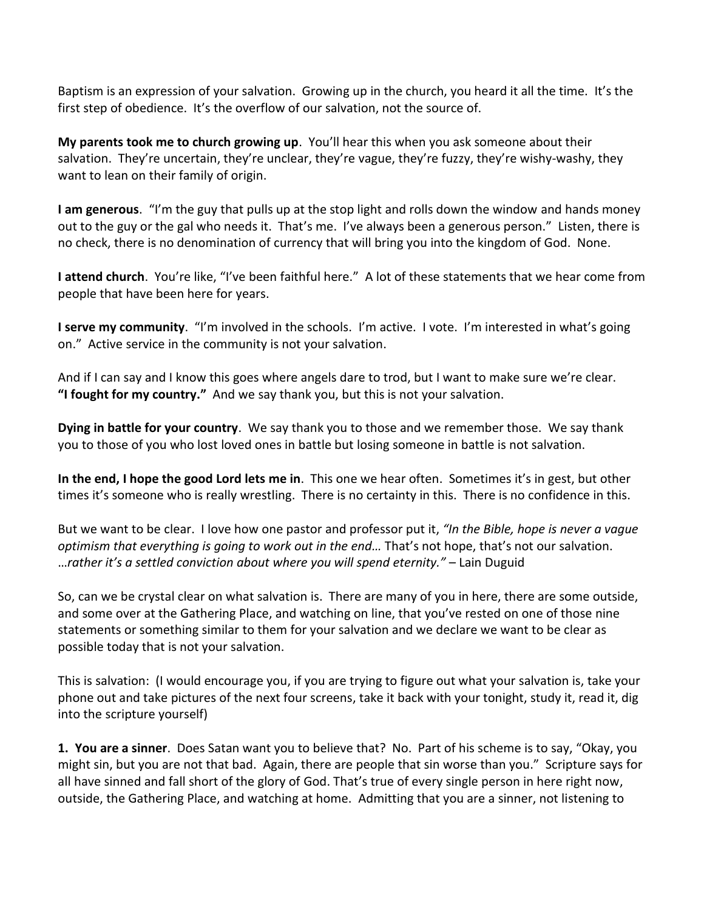Baptism is an expression of your salvation. Growing up in the church, you heard it all the time. It's the first step of obedience. It's the overflow of our salvation, not the source of.

**My parents took me to church growing up**. You'll hear this when you ask someone about their salvation. They're uncertain, they're unclear, they're vague, they're fuzzy, they're wishy-washy, they want to lean on their family of origin.

**I am generous**. "I'm the guy that pulls up at the stop light and rolls down the window and hands money out to the guy or the gal who needs it. That's me. I've always been a generous person." Listen, there is no check, there is no denomination of currency that will bring you into the kingdom of God. None.

**I attend church**. You're like, "I've been faithful here." A lot of these statements that we hear come from people that have been here for years.

**I serve my community**. "I'm involved in the schools. I'm active. I vote. I'm interested in what's going on." Active service in the community is not your salvation.

And if I can say and I know this goes where angels dare to trod, but I want to make sure we're clear. **"I fought for my country."** And we say thank you, but this is not your salvation.

**Dying in battle for your country**. We say thank you to those and we remember those. We say thank you to those of you who lost loved ones in battle but losing someone in battle is not salvation.

**In the end, I hope the good Lord lets me in**. This one we hear often. Sometimes it's in gest, but other times it's someone who is really wrestling. There is no certainty in this. There is no confidence in this.

But we want to be clear. I love how one pastor and professor put it, *"In the Bible, hope is never a vague optimism that everything is going to work out in the end…* That's not hope, that's not our salvation. *…rather it's a settled conviction about where you will spend eternity."* – Lain Duguid

So, can we be crystal clear on what salvation is. There are many of you in here, there are some outside, and some over at the Gathering Place, and watching on line, that you've rested on one of those nine statements or something similar to them for your salvation and we declare we want to be clear as possible today that is not your salvation.

This is salvation: (I would encourage you, if you are trying to figure out what your salvation is, take your phone out and take pictures of the next four screens, take it back with your tonight, study it, read it, dig into the scripture yourself)

**1. You are a sinner**. Does Satan want you to believe that? No. Part of his scheme is to say, "Okay, you might sin, but you are not that bad. Again, there are people that sin worse than you." Scripture says for all have sinned and fall short of the glory of God. That's true of every single person in here right now, outside, the Gathering Place, and watching at home. Admitting that you are a sinner, not listening to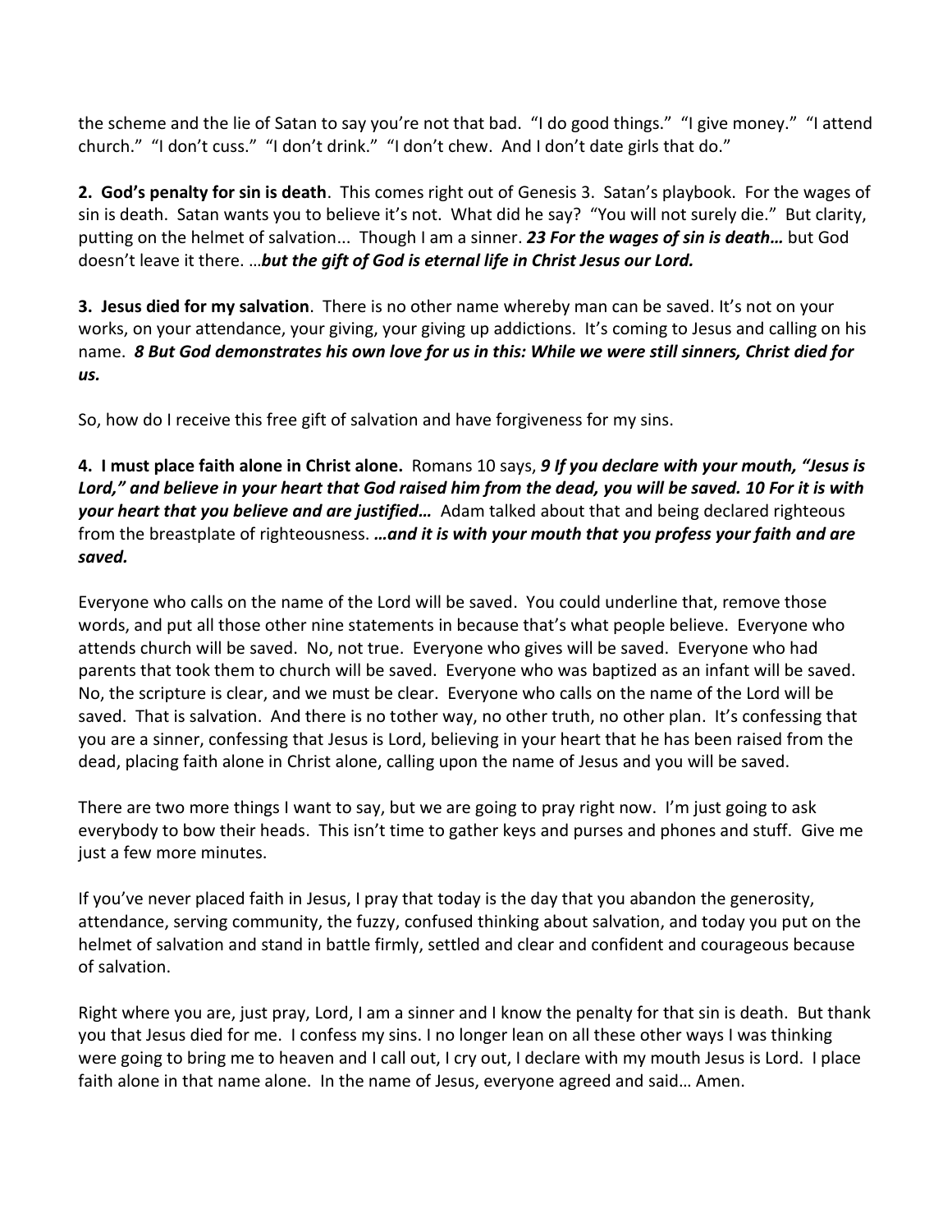the scheme and the lie of Satan to say you're not that bad. "I do good things." "I give money." "I attend church." "I don't cuss." "I don't drink." "I don't chew. And I don't date girls that do."

**2. God's penalty for sin is death**. This comes right out of Genesis 3. Satan's playbook. For the wages of sin is death. Satan wants you to believe it's not. What did he say? "You will not surely die." But clarity, putting on the helmet of salvation... Though I am a sinner. ***23 For the wages of sin is death…*** but God doesn't leave it there. …***but the gift of God is eternal life in Christ Jesus our Lord.***

**3. Jesus died for my salvation**. There is no other name whereby man can be saved. It's not on your works, on your attendance, your giving, your giving up addictions. It's coming to Jesus and calling on his name. ***8 But God demonstrates his own love for us in this: While we were still sinners, Christ died for us.***

So, how do I receive this free gift of salvation and have forgiveness for my sins.

**4. I must place faith alone in Christ alone.** Romans 10 says, ***9 If you declare with your mouth, "Jesus is Lord," and believe in your heart that God raised him from the dead, you will be saved. 10 For it is with your heart that you believe and are justified…*** Adam talked about that and being declared righteous from the breastplate of righteousness. ***…and it is with your mouth that you profess your faith and are saved.***

Everyone who calls on the name of the Lord will be saved. You could underline that, remove those words, and put all those other nine statements in because that's what people believe. Everyone who attends church will be saved. No, not true. Everyone who gives will be saved. Everyone who had parents that took them to church will be saved. Everyone who was baptized as an infant will be saved. No, the scripture is clear, and we must be clear. Everyone who calls on the name of the Lord will be saved. That is salvation. And there is no tother way, no other truth, no other plan. It's confessing that you are a sinner, confessing that Jesus is Lord, believing in your heart that he has been raised from the dead, placing faith alone in Christ alone, calling upon the name of Jesus and you will be saved.

There are two more things I want to say, but we are going to pray right now. I'm just going to ask everybody to bow their heads. This isn't time to gather keys and purses and phones and stuff. Give me just a few more minutes.

If you've never placed faith in Jesus, I pray that today is the day that you abandon the generosity, attendance, serving community, the fuzzy, confused thinking about salvation, and today you put on the helmet of salvation and stand in battle firmly, settled and clear and confident and courageous because of salvation.

Right where you are, just pray, Lord, I am a sinner and I know the penalty for that sin is death. But thank you that Jesus died for me. I confess my sins. I no longer lean on all these other ways I was thinking were going to bring me to heaven and I call out, I cry out, I declare with my mouth Jesus is Lord. I place faith alone in that name alone. In the name of Jesus, everyone agreed and said… Amen.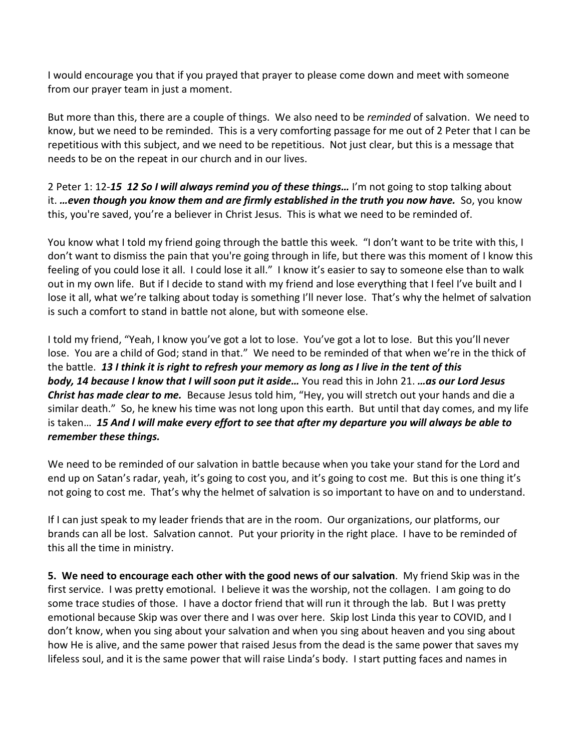I would encourage you that if you prayed that prayer to please come down and meet with someone from our prayer team in just a moment.

But more than this, there are a couple of things. We also need to be *reminded* of salvation. We need to know, but we need to be reminded. This is a very comforting passage for me out of 2 Peter that I can be repetitious with this subject, and we need to be repetitious. Not just clear, but this is a message that needs to be on the repeat in our church and in our lives.

2 Peter 1: 12-***15 12 So I will always remind you of these things…*** I'm not going to stop talking about it. ***…even though you know them and are firmly established in the truth you now have.*** So, you know this, you're saved, you're a believer in Christ Jesus. This is what we need to be reminded of.

You know what I told my friend going through the battle this week. "I don't want to be trite with this, I don't want to dismiss the pain that you're going through in life, but there was this moment of I know this feeling of you could lose it all. I could lose it all." I know it's easier to say to someone else than to walk out in my own life. But if I decide to stand with my friend and lose everything that I feel I've built and I lose it all, what we're talking about today is something I'll never lose. That's why the helmet of salvation is such a comfort to stand in battle not alone, but with someone else.

I told my friend, "Yeah, I know you've got a lot to lose. You've got a lot to lose. But this you'll never lose. You are a child of God; stand in that." We need to be reminded of that when we're in the thick of the battle. ***13 I think it is right to refresh your memory as long as I live in the tent of this body, 14 because I know that I will soon put it aside…*** You read this in John 21. ***…as our Lord Jesus Christ has made clear to me.*** Because Jesus told him, "Hey, you will stretch out your hands and die a similar death." So, he knew his time was not long upon this earth. But until that day comes, and my life is taken… ***15 And I will make every effort to see that after my departure you will always be able to remember these things.***

We need to be reminded of our salvation in battle because when you take your stand for the Lord and end up on Satan's radar, yeah, it's going to cost you, and it's going to cost me. But this is one thing it's not going to cost me. That's why the helmet of salvation is so important to have on and to understand.

If I can just speak to my leader friends that are in the room. Our organizations, our platforms, our brands can all be lost. Salvation cannot. Put your priority in the right place. I have to be reminded of this all the time in ministry.

**5. We need to encourage each other with the good news of our salvation**. My friend Skip was in the first service. I was pretty emotional. I believe it was the worship, not the collagen. I am going to do some trace studies of those. I have a doctor friend that will run it through the lab. But I was pretty emotional because Skip was over there and I was over here. Skip lost Linda this year to COVID, and I don't know, when you sing about your salvation and when you sing about heaven and you sing about how He is alive, and the same power that raised Jesus from the dead is the same power that saves my lifeless soul, and it is the same power that will raise Linda's body. I start putting faces and names in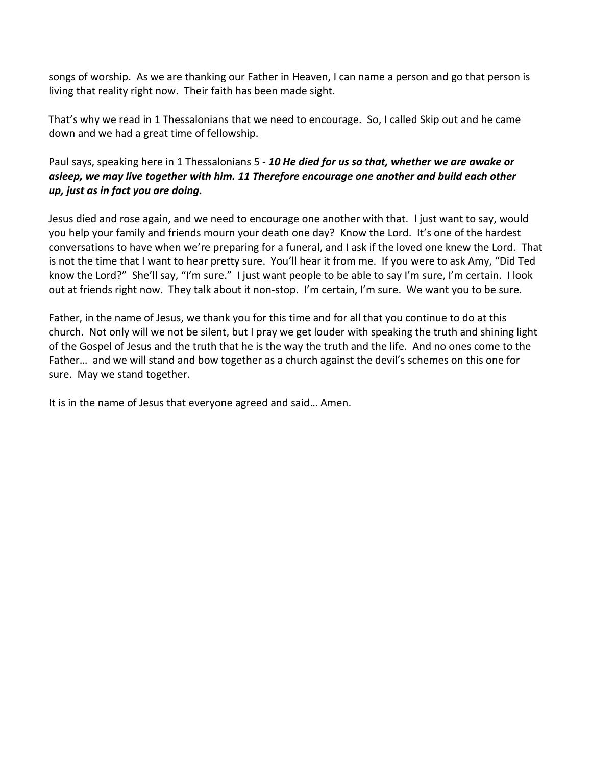songs of worship. As we are thanking our Father in Heaven, I can name a person and go that person is living that reality right now. Their faith has been made sight.

That's why we read in 1 Thessalonians that we need to encourage. So, I called Skip out and he came down and we had a great time of fellowship.

Paul says, speaking here in 1 Thessalonians 5 - ***10 He died for us so that, whether we are awake or asleep, we may live together with him. 11 Therefore encourage one another and build each other up, just as in fact you are doing.***

Jesus died and rose again, and we need to encourage one another with that. I just want to say, would you help your family and friends mourn your death one day? Know the Lord. It's one of the hardest conversations to have when we're preparing for a funeral, and I ask if the loved one knew the Lord. That is not the time that I want to hear pretty sure. You'll hear it from me. If you were to ask Amy, "Did Ted know the Lord?" She'll say, "I'm sure." I just want people to be able to say I'm sure, I'm certain. I look out at friends right now. They talk about it non-stop. I'm certain, I'm sure. We want you to be sure.

Father, in the name of Jesus, we thank you for this time and for all that you continue to do at this church. Not only will we not be silent, but I pray we get louder with speaking the truth and shining light of the Gospel of Jesus and the truth that he is the way the truth and the life. And no ones come to the Father… and we will stand and bow together as a church against the devil's schemes on this one for sure. May we stand together.

It is in the name of Jesus that everyone agreed and said… Amen.